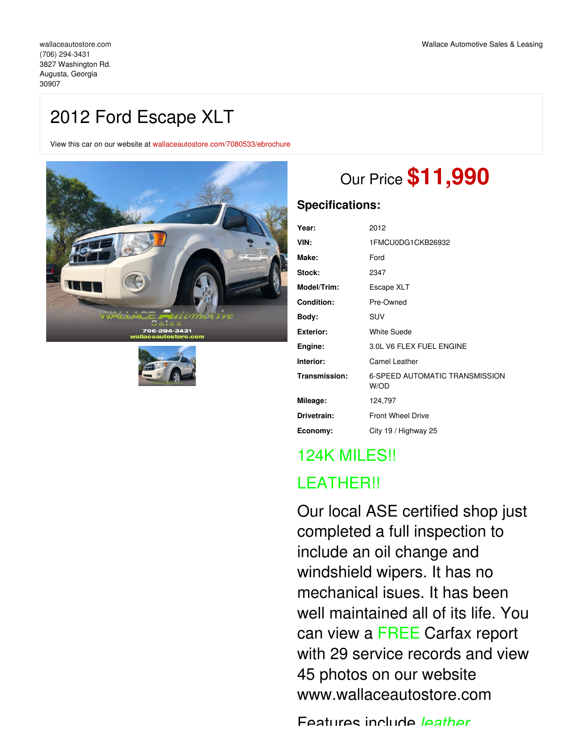wallaceautostore.com
(706) 294-3431
3827 Washington Rd.
Augusta, Georgia
30907

Wallace Automotive Sales & Leasing

# 2012 Ford Escape XLT

View this car on our website at wallaceautostore.com/7080533/ebrochure

## Our Price **$11,990**

### Specifications:

| | |
|---|---|
| **Year:** | 2012 |
| **VIN:** | 1FMCU0DG1CKB26932 |
| **Make:** | Ford |
| **Stock:** | 2347 |
| **Model/Trim:** | Escape XLT |
| **Condition:** | Pre-Owned |
| **Body:** | SUV |
| **Exterior:** | White Suede |
| **Engine:** | 3.0L V6 FLEX FUEL ENGINE |
| **Interior:** | Camel Leather |
| **Transmission:** | 6-SPEED AUTOMATIC TRANSMISSION W/OD |
| **Mileage:** | 124,797 |
| **Drivetrain:** | Front Wheel Drive |
| **Economy:** | City 19 / Highway 25 |

124K MILES!!

LEATHER!!

Our local ASE certified shop just completed a full inspection to include an oil change and windshield wipers. It has no mechanical isues. It has been well maintained all of its life. You can view a FREE Carfax report with 29 service records and view 45 photos on our website www.wallaceautostore.com

Features include *leather*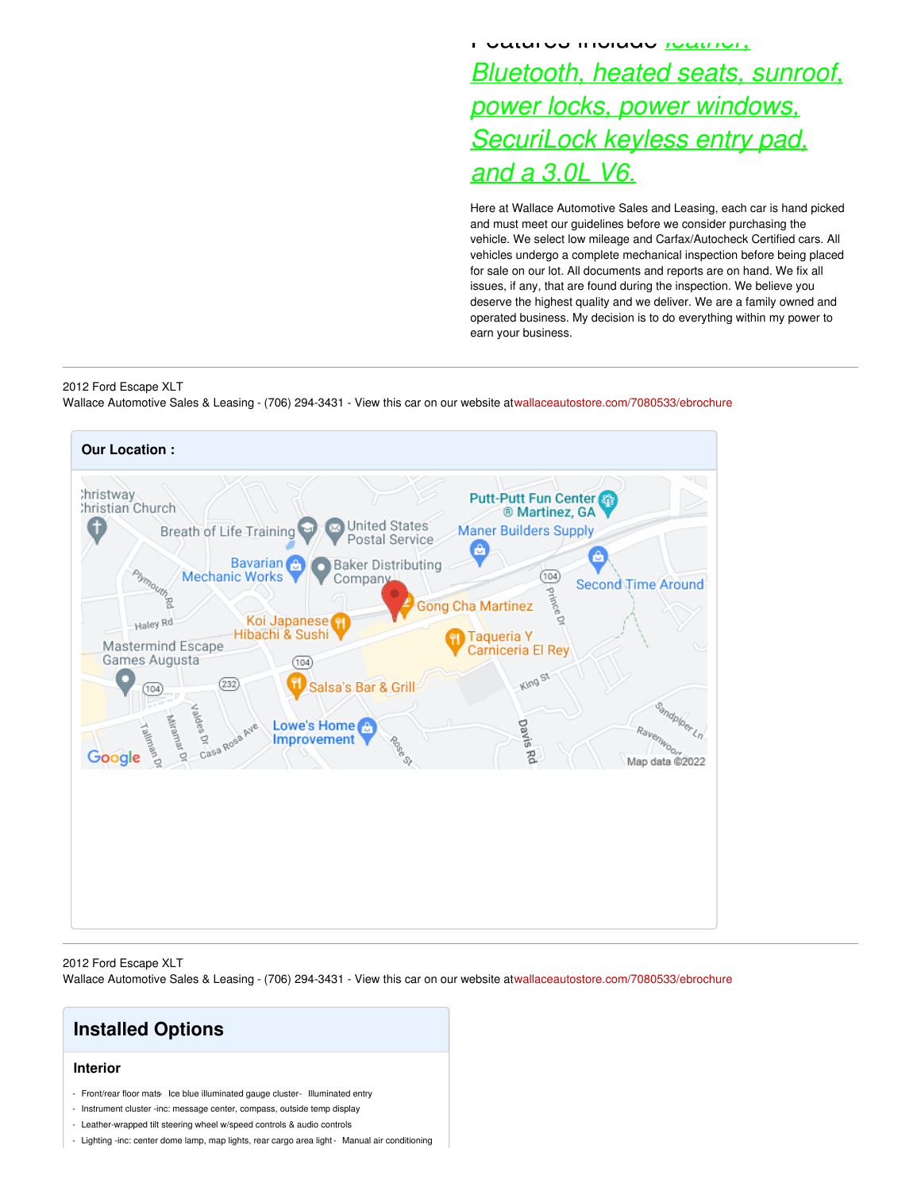*Features include leather, Bluetooth, heated seats, sunroof, power locks, power windows, SecuriLock keyless entry pad, and a 3.0L V6.*

Here at Wallace Automotive Sales and Leasing, each car is hand picked and must meet our guidelines before we consider purchasing the vehicle. We select low mileage and Carfax/Autocheck Certified cars. All vehicles undergo a complete mechanical inspection before being placed for sale on our lot. All documents and reports are on hand. We fix all issues, if any, that are found during the inspection. We believe you deserve the highest quality and we deliver. We are a family owned and operated business. My decision is to do everything within my power to earn your business.

2012 Ford Escape XLT
Wallace Automotive Sales & Leasing - (706) 294-3431 - View this car on our website atwallaceautostore.com/7080533/ebrochure

## Our Location :

2012 Ford Escape XLT
Wallace Automotive Sales & Leasing - (706) 294-3431 - View this car on our website atwallaceautostore.com/7080533/ebrochure

## Installed Options

### Interior

- Front/rear floor mats - Ice blue illuminated gauge cluster - Illuminated entry
- Instrument cluster -inc: message center, compass, outside temp display
- Leather-wrapped tilt steering wheel w/speed controls & audio controls
- Lighting -inc: center dome lamp, map lights, rear cargo area light - Manual air conditioning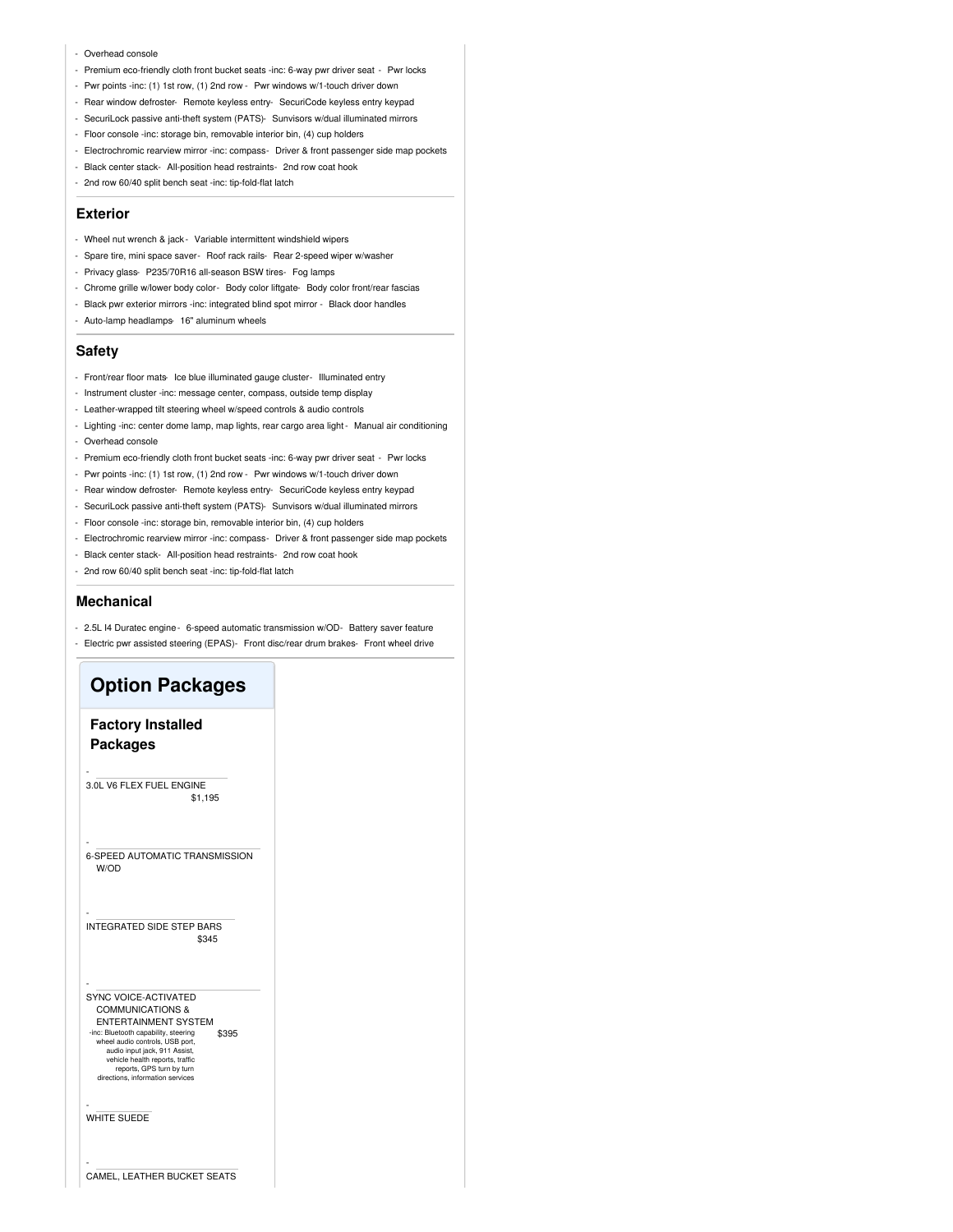- Overhead console
- Premium eco-friendly cloth front bucket seats -inc: 6-way pwr driver seat - Pwr locks
- Pwr points -inc: (1) 1st row, (1) 2nd row - Pwr windows w/1-touch driver down
- Rear window defroster- Remote keyless entry- SecuriCode keyless entry keypad
- SecuriLock passive anti-theft system (PATS)- Sunvisors w/dual illuminated mirrors
- Floor console -inc: storage bin, removable interior bin, (4) cup holders
- Electrochromic rearview mirror -inc: compass- Driver & front passenger side map pockets
- Black center stack- All-position head restraints- 2nd row coat hook
- 2nd row 60/40 split bench seat -inc: tip-fold-flat latch

### Exterior

- Wheel nut wrench & jack - Variable intermittent windshield wipers
- Spare tire, mini space saver- Roof rack rails- Rear 2-speed wiper w/washer
- Privacy glass- P235/70R16 all-season BSW tires- Fog lamps
- Chrome grille w/lower body color- Body color liftgate- Body color front/rear fascias
- Black pwr exterior mirrors -inc: integrated blind spot mirror - Black door handles
- Auto-lamp headlamps- 16" aluminum wheels

### Safety

- Front/rear floor mats- Ice blue illuminated gauge cluster- Illuminated entry
- Instrument cluster -inc: message center, compass, outside temp display
- Leather-wrapped tilt steering wheel w/speed controls & audio controls
- Lighting -inc: center dome lamp, map lights, rear cargo area light - Manual air conditioning
- Overhead console
- Premium eco-friendly cloth front bucket seats -inc: 6-way pwr driver seat - Pwr locks
- Pwr points -inc: (1) 1st row, (1) 2nd row - Pwr windows w/1-touch driver down
- Rear window defroster- Remote keyless entry- SecuriCode keyless entry keypad
- SecuriLock passive anti-theft system (PATS)- Sunvisors w/dual illuminated mirrors
- Floor console -inc: storage bin, removable interior bin, (4) cup holders
- Electrochromic rearview mirror -inc: compass- Driver & front passenger side map pockets
- Black center stack- All-position head restraints- 2nd row coat hook
- 2nd row 60/40 split bench seat -inc: tip-fold-flat latch

### Mechanical

- 2.5L I4 Duratec engine - 6-speed automatic transmission w/OD- Battery saver feature
- Electric pwr assisted steering (EPAS)- Front disc/rear drum brakes- Front wheel drive

## Option Packages

### Factory Installed Packages

- 3.0L V6 FLEX FUEL ENGINE $1,195
- 6-SPEED AUTOMATIC TRANSMISSION W/OD
- INTEGRATED SIDE STEP BARS $345
- SYNC VOICE-ACTIVATED COMMUNICATIONS & ENTERTAINMENT SYSTEM -inc: Bluetooth capability, steering wheel audio controls, USB port, audio input jack, 911 Assist, vehicle health reports, traffic reports, GPS turn by turn directions, information services $395
- WHITE SUEDE
- CAMEL, LEATHER BUCKET SEATS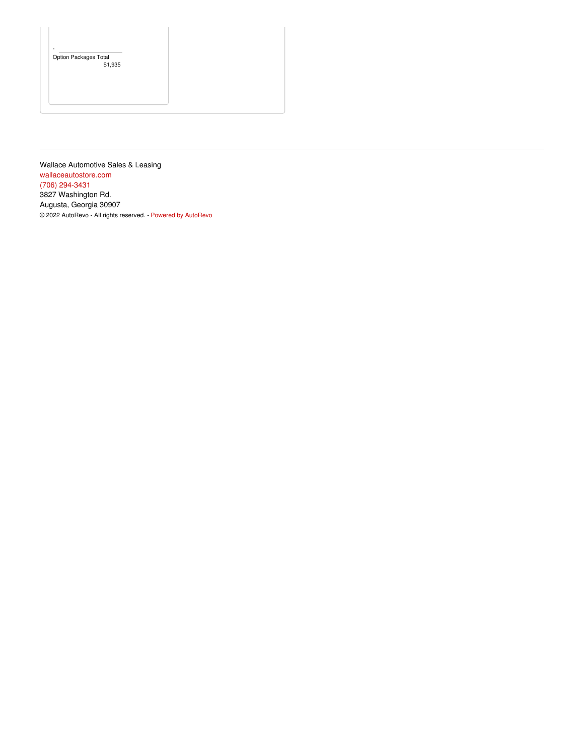-

Option Packages Total

$1,935

Wallace Automotive Sales & Leasing
wallaceautostore.com
(706) 294-3431
3827 Washington Rd.
Augusta, Georgia 30907

© 2022 AutoRevo - All rights reserved. - Powered by AutoRevo